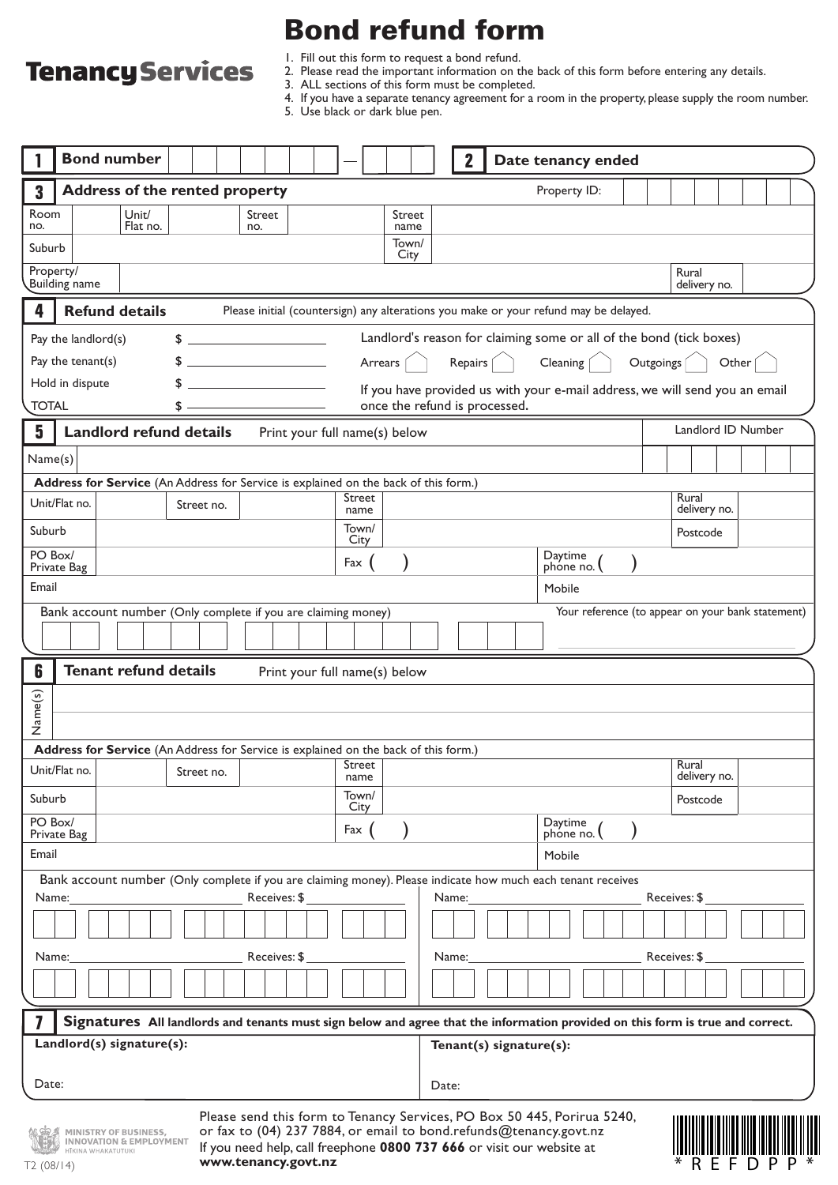**Tenancy Services**

# Bond refund form

1. Fill out this form to request a bond refund.
2. Please read the important information on the back of this form before entering any details.
3. ALL sections of this form must be completed.
4. If you have a separate tenancy agreement for a room in the property, please supply the room number.
5. Use black or dark blue pen.

## 1 Bond number

## 2 Date tenancy ended

## 3 Address of the rented property

Property ID:

| Room no. | | Unit/ Flat no. | | Street no. | | Street name | |
|---|---|---|---|---|---|---|---|
| Suburb | | | | | | Town/ City | |
| Property/ Building name | | | | | | Rural delivery no. | |

## 4 Refund details

Please initial (countersign) any alterations you make or your refund may be delayed.

| | |
|---|---|
| Pay the landlord(s) | $ |
| Pay the tenant(s) | $ |
| Hold in dispute | $ |
| TOTAL | $ |

Landlord's reason for claiming some or all of the bond (tick boxes)

Arrears ☐ Repairs ☐ Cleaning ☐ Outgoings ☐ Other ☐

If you have provided us with your e-mail address, we will send you an email once the refund is processed.

## 5 Landlord refund details

Print your full name(s) below

Landlord ID Number

Name(s)

**Address for Service** (An Address for Service is explained on the back of this form.)

| Unit/Flat no. | | Street no. | | Street name | | Rural delivery no. | |
|---|---|---|---|---|---|---|---|
| Suburb | | | | Town/ City | | Postcode | |
| PO Box/ Private Bag | | | | Fax ( ) | | Daytime phone no. ( ) | |
| Email | | | | | | Mobile | |

Bank account number (Only complete if you are claiming money)

Your reference (to appear on your bank statement)

## 6 Tenant refund details

Print your full name(s) below

Name(s)

**Address for Service** (An Address for Service is explained on the back of this form.)

| Unit/Flat no. | | Street no. | | Street name | | Rural delivery no. | |
|---|---|---|---|---|---|---|---|
| Suburb | | | | Town/ City | | Postcode | |
| PO Box/ Private Bag | | | | Fax ( ) | | Daytime phone no. ( ) | |
| Email | | | | | | Mobile | |

Bank account number (Only complete if you are claiming money). Please indicate how much each tenant receives

Name: \_\_\_\_\_\_\_\_ Receives: $ \_\_\_\_\_\_\_\_

Name: \_\_\_\_\_\_\_\_ Receives: $ \_\_\_\_\_\_\_\_

Name: \_\_\_\_\_\_\_\_ Receives: $ \_\_\_\_\_\_\_\_

Name: \_\_\_\_\_\_\_\_ Receives: $ \_\_\_\_\_\_\_\_

## 7 Signatures

**All landlords and tenants must sign below and agree that the information provided on this form is true and correct.**

| **Landlord(s) signature(s):** | **Tenant(s) signature(s):** |
|---|---|
| Date: | Date: |

Please send this form to Tenancy Services, PO Box 50 445, Porirua 5240, or fax to (04) 237 7884, or email to bond.refunds@tenancy.govt.nz

If you need help, call freephone **0800 737 666** or visit our website at **www.tenancy.govt.nz**

MINISTRY OF BUSINESS, INNOVATION & EMPLOYMENT
HĪKINA WHAKATUTUKI

T2 (08/14)

\*REFDPP\*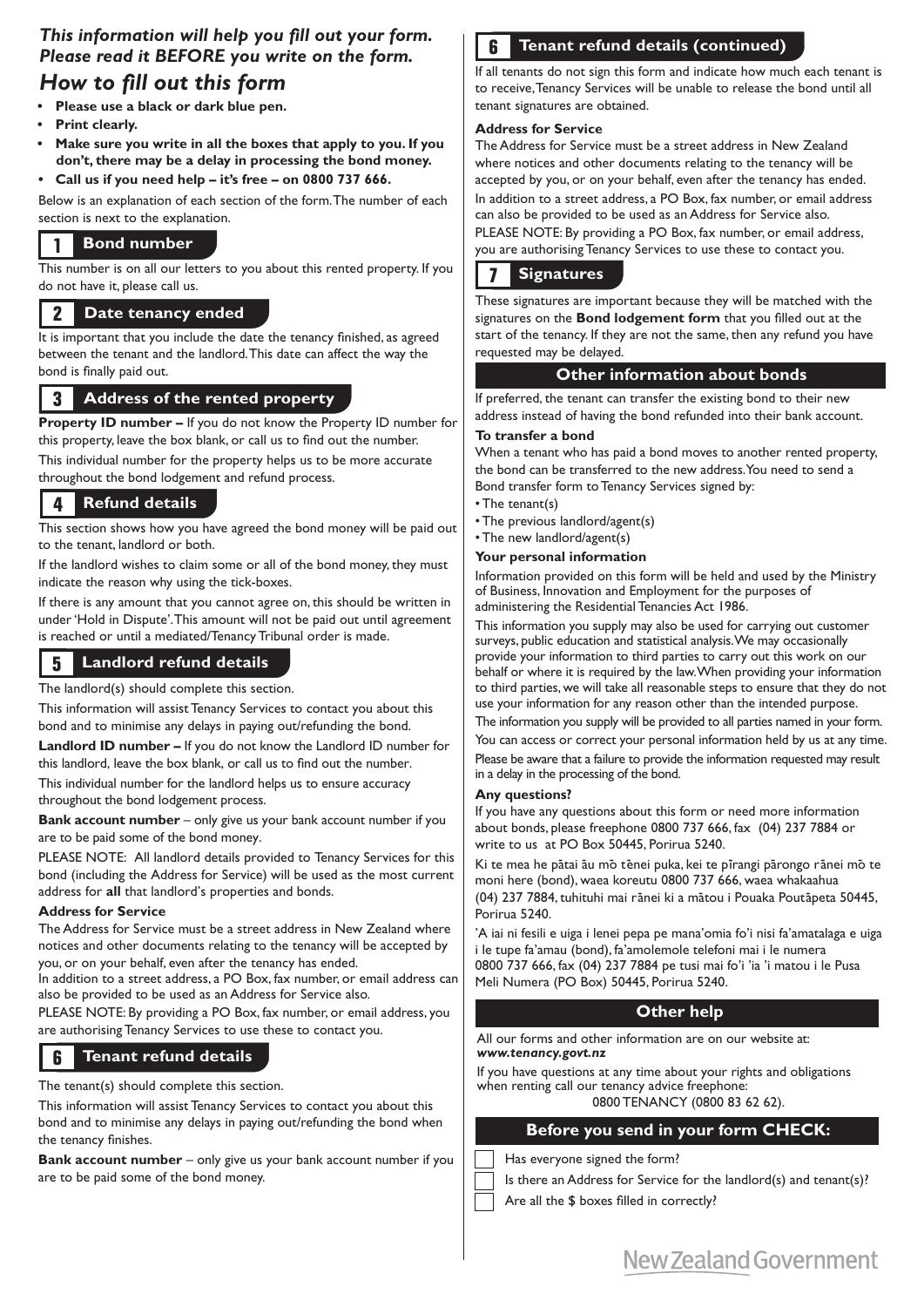***This information will help you fill out your form. Please read it BEFORE you write on the form.***

# *How to fill out this form*

- **Please use a black or dark blue pen.**
- **Print clearly.**
- **Make sure you write in all the boxes that apply to you. If you don't, there may be a delay in processing the bond money.**
- **Call us if you need help – it's free – on 0800 737 666.**

Below is an explanation of each section of the form. The number of each section is next to the explanation.

## 1 Bond number

This number is on all our letters to you about this rented property. If you do not have it, please call us.

## 2 Date tenancy ended

It is important that you include the date the tenancy finished, as agreed between the tenant and the landlord. This date can affect the way the bond is finally paid out.

## 3 Address of the rented property

**Property ID number –** If you do not know the Property ID number for this property, leave the box blank, or call us to find out the number.

This individual number for the property helps us to be more accurate throughout the bond lodgement and refund process.

## 4 Refund details

This section shows how you have agreed the bond money will be paid out to the tenant, landlord or both.

If the landlord wishes to claim some or all of the bond money, they must indicate the reason why using the tick-boxes.

If there is any amount that you cannot agree on, this should be written in under 'Hold in Dispute'. This amount will not be paid out until agreement is reached or until a mediated/Tenancy Tribunal order is made.

## 5 Landlord refund details

The landlord(s) should complete this section.

This information will assist Tenancy Services to contact you about this bond and to minimise any delays in paying out/refunding the bond.

**Landlord ID number –** If you do not know the Landlord ID number for this landlord, leave the box blank, or call us to find out the number.

This individual number for the landlord helps us to ensure accuracy throughout the bond lodgement process.

**Bank account number** – only give us your bank account number if you are to be paid some of the bond money.

PLEASE NOTE: All landlord details provided to Tenancy Services for this bond (including the Address for Service) will be used as the most current address for **all** that landlord's properties and bonds.

**Address for Service**

The Address for Service must be a street address in New Zealand where notices and other documents relating to the tenancy will be accepted by you, or on your behalf, even after the tenancy has ended.

In addition to a street address, a PO Box, fax number, or email address can also be provided to be used as an Address for Service also.

PLEASE NOTE: By providing a PO Box, fax number, or email address, you are authorising Tenancy Services to use these to contact you.

## 6 Tenant refund details

The tenant(s) should complete this section.

This information will assist Tenancy Services to contact you about this bond and to minimise any delays in paying out/refunding the bond when the tenancy finishes.

**Bank account number** – only give us your bank account number if you are to be paid some of the bond money.

## 6 Tenant refund details (continued)

If all tenants do not sign this form and indicate how much each tenant is to receive, Tenancy Services will be unable to release the bond until all tenant signatures are obtained.

**Address for Service**

The Address for Service must be a street address in New Zealand where notices and other documents relating to the tenancy will be accepted by you, or on your behalf, even after the tenancy has ended.

In addition to a street address, a PO Box, fax number, or email address can also be provided to be used as an Address for Service also.

PLEASE NOTE: By providing a PO Box, fax number, or email address, you are authorising Tenancy Services to use these to contact you.

## 7 Signatures

These signatures are important because they will be matched with the signatures on the **Bond lodgement form** that you filled out at the start of the tenancy. If they are not the same, then any refund you have requested may be delayed.

## Other information about bonds

If preferred, the tenant can transfer the existing bond to their new address instead of having the bond refunded into their bank account.

**To transfer a bond**

When a tenant who has paid a bond moves to another rented property, the bond can be transferred to the new address. You need to send a Bond transfer form to Tenancy Services signed by:

- The tenant(s)
- The previous landlord/agent(s)
- The new landlord/agent(s)

**Your personal information**

Information provided on this form will be held and used by the Ministry of Business, Innovation and Employment for the purposes of administering the Residential Tenancies Act 1986.

This information you supply may also be used for carrying out customer surveys, public education and statistical analysis. We may occasionally provide your information to third parties to carry out this work on our behalf or where it is required by the law. When providing your information to third parties, we will take all reasonable steps to ensure that they do not use your information for any reason other than the intended purpose.

The information you supply will be provided to all parties named in your form.

You can access or correct your personal information held by us at any time.

Please be aware that a failure to provide the information requested may result in a delay in the processing of the bond.

**Any questions?**

If you have any questions about this form or need more information about bonds, please freephone 0800 737 666, fax (04) 237 7884 or write to us at PO Box 50445, Porirua 5240.

Ki te mea he pātai āu mō tēnei puka, kei te pīrangi pārongo rānei mō te moni here (bond), waea koreutu 0800 737 666, waea whakaahua (04) 237 7884, tuhituhi mai rānei ki a mātou i Pouaka Poutāpeta 50445, Porirua 5240.

'A iai ni fesili e uiga i lenei pepa pe mana'omia fo'i nisi fa'amatalaga e uiga i le tupe fa'amau (bond), fa'amolemole telefoni mai i le numera 0800 737 666, fax (04) 237 7884 pe tusi mai fo'i 'ia 'i matou i le Pusa Meli Numera (PO Box) 50445, Porirua 5240.

## Other help

All our forms and other information are on our website at: ***www.tenancy.govt.nz***

If you have questions at any time about your rights and obligations when renting call our tenancy advice freephone: 0800 TENANCY (0800 83 62 62).

## Before you send in your form CHECK:

- ☐ Has everyone signed the form?
- ☐ Is there an Address for Service for the landlord(s) and tenant(s)?
- ☐ Are all the $ boxes filled in correctly?

New Zealand Government